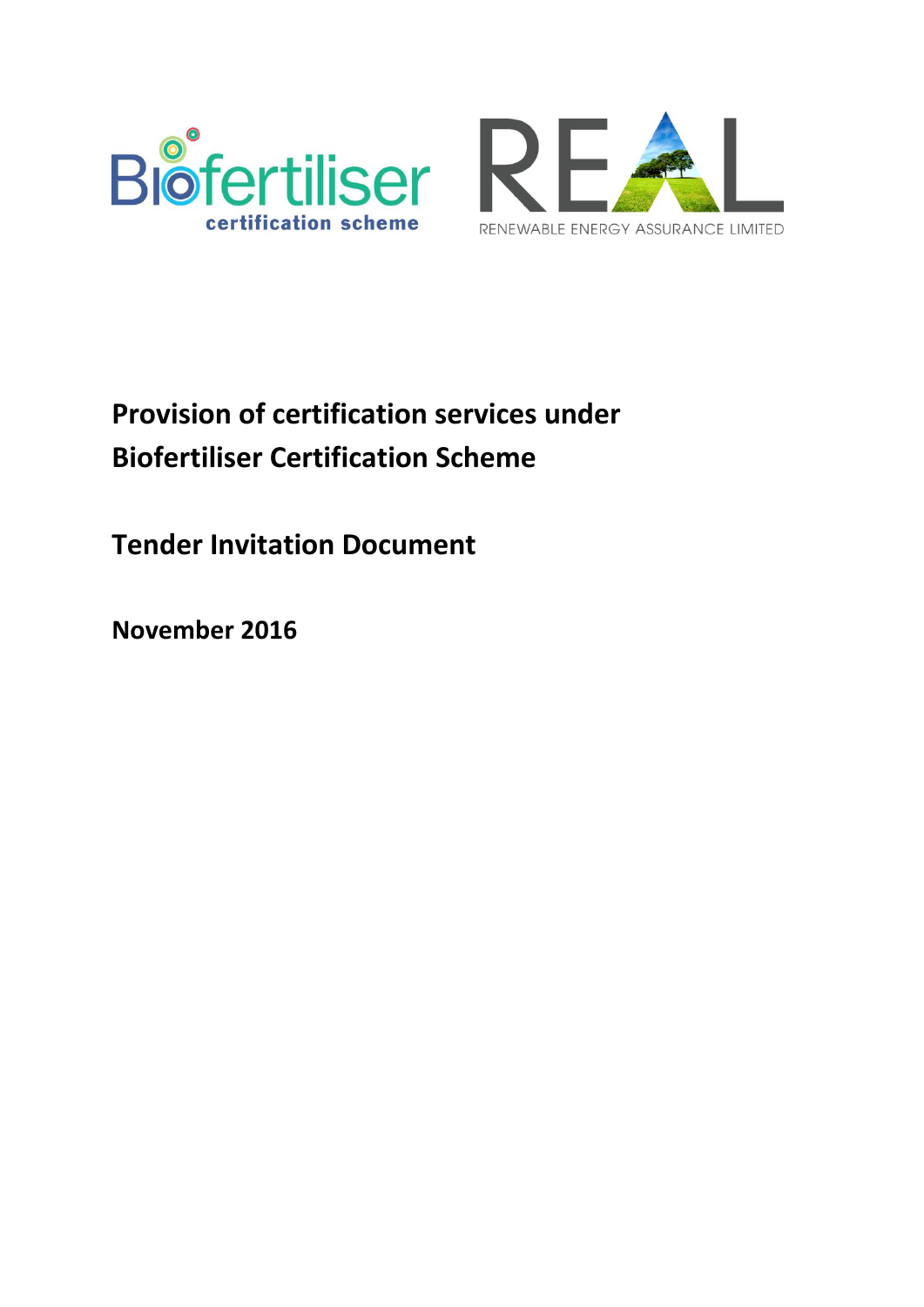# Provision of certification services under Biofertiliser Certification Scheme

## Tender Invitation Document

**November 2016**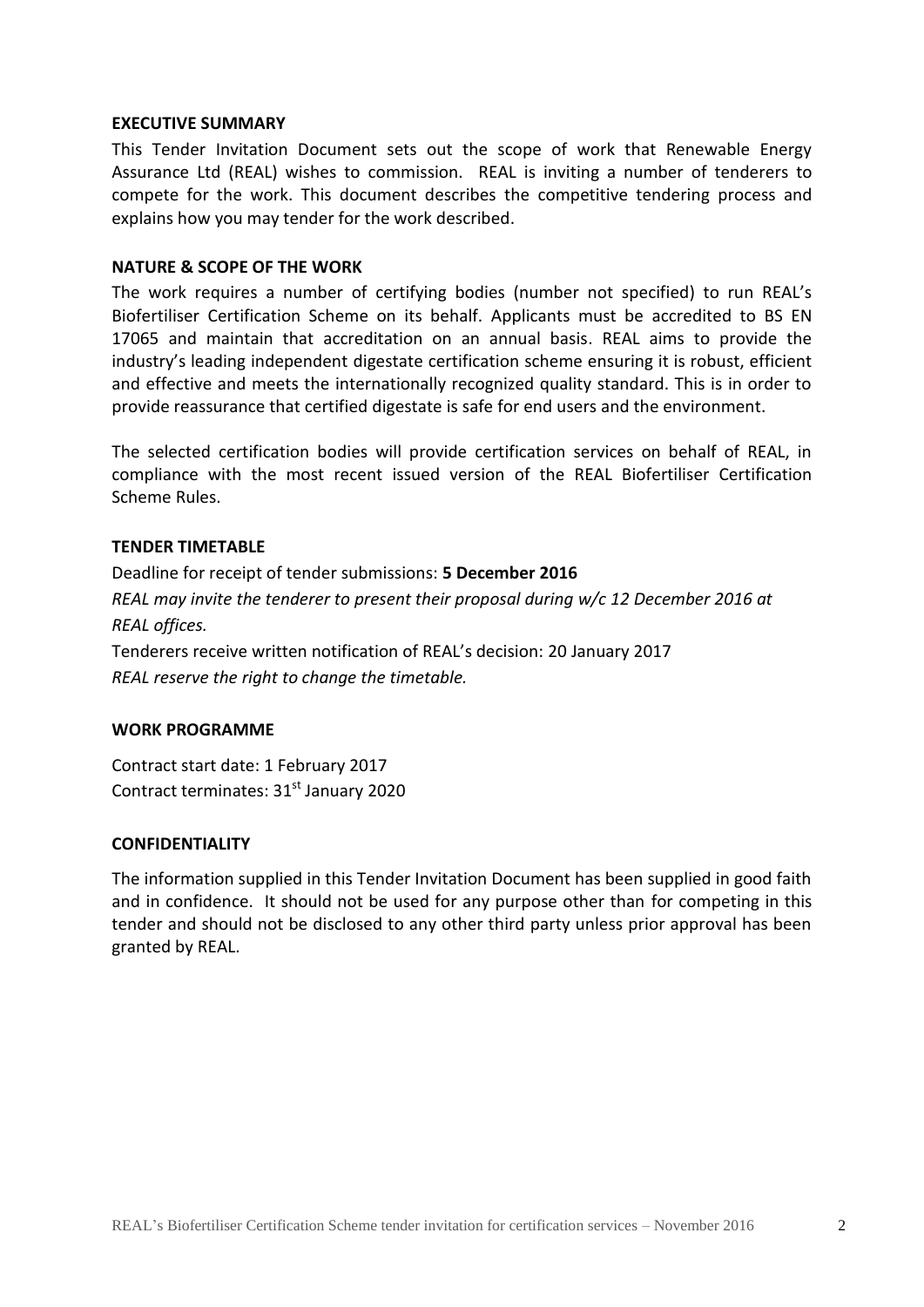## EXECUTIVE SUMMARY

This Tender Invitation Document sets out the scope of work that Renewable Energy Assurance Ltd (REAL) wishes to commission. REAL is inviting a number of tenderers to compete for the work. This document describes the competitive tendering process and explains how you may tender for the work described.

## NATURE & SCOPE OF THE WORK

The work requires a number of certifying bodies (number not specified) to run REAL's Biofertiliser Certification Scheme on its behalf. Applicants must be accredited to BS EN 17065 and maintain that accreditation on an annual basis. REAL aims to provide the industry's leading independent digestate certification scheme ensuring it is robust, efficient and effective and meets the internationally recognized quality standard. This is in order to provide reassurance that certified digestate is safe for end users and the environment.

The selected certification bodies will provide certification services on behalf of REAL, in compliance with the most recent issued version of the REAL Biofertiliser Certification Scheme Rules.

## TENDER TIMETABLE

Deadline for receipt of tender submissions: **5 December 2016**

*REAL may invite the tenderer to present their proposal during w/c 12 December 2016 at REAL offices.*

Tenderers receive written notification of REAL's decision: 20 January 2017

*REAL reserve the right to change the timetable.*

## WORK PROGRAMME

Contract start date: 1 February 2017

Contract terminates: 31st January 2020

## CONFIDENTIALITY

The information supplied in this Tender Invitation Document has been supplied in good faith and in confidence. It should not be used for any purpose other than for competing in this tender and should not be disclosed to any other third party unless prior approval has been granted by REAL.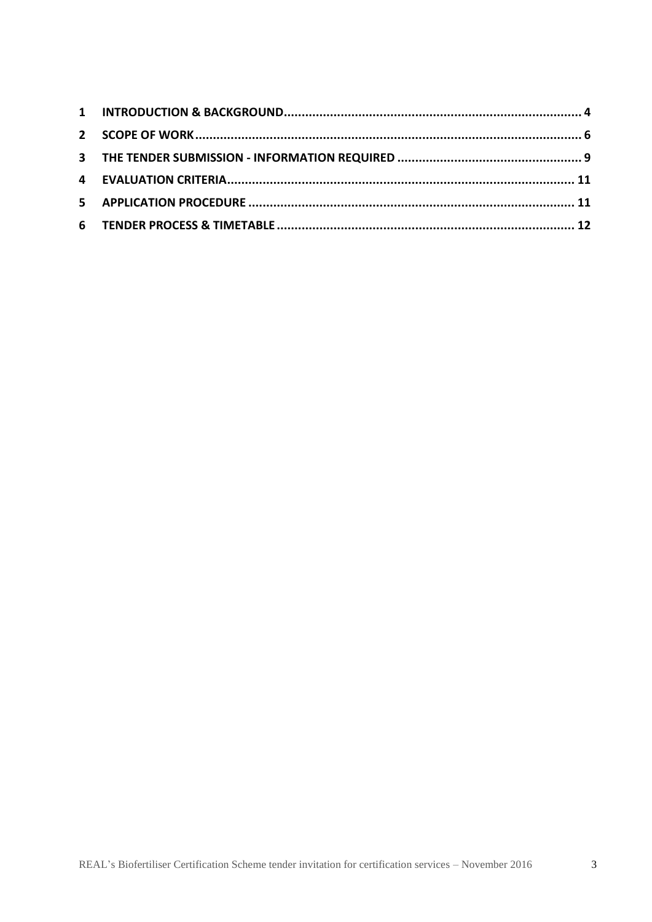1 INTRODUCTION & BACKGROUND.................................................................................. 4
2 SCOPE OF WORK........................................................................................................... 6
3 THE TENDER SUBMISSION - INFORMATION REQUIRED ................................................... 9
4 EVALUATION CRITERIA................................................................................................ 11
5 APPLICATION PROCEDURE .......................................................................................... 11
6 TENDER PROCESS & TIMETABLE .................................................................................. 12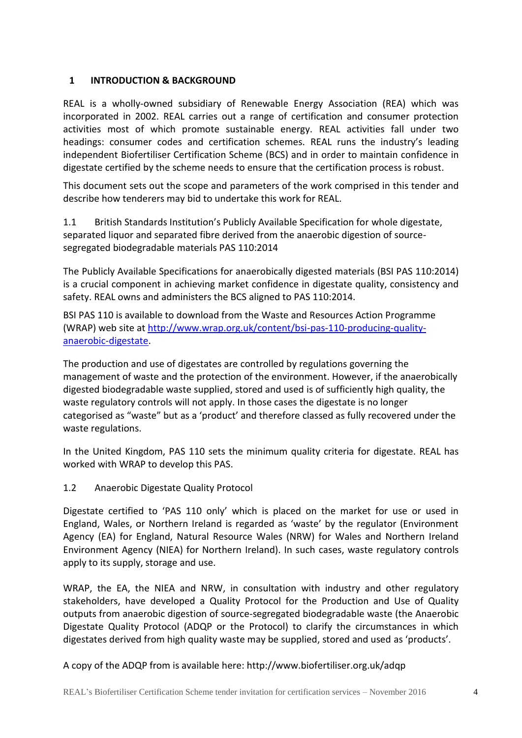# 1 INTRODUCTION & BACKGROUND

REAL is a wholly-owned subsidiary of Renewable Energy Association (REA) which was incorporated in 2002. REAL carries out a range of certification and consumer protection activities most of which promote sustainable energy. REAL activities fall under two headings: consumer codes and certification schemes. REAL runs the industry's leading independent Biofertiliser Certification Scheme (BCS) and in order to maintain confidence in digestate certified by the scheme needs to ensure that the certification process is robust.

This document sets out the scope and parameters of the work comprised in this tender and describe how tenderers may bid to undertake this work for REAL.

## 1.1 British Standards Institution's Publicly Available Specification for whole digestate, separated liquor and separated fibre derived from the anaerobic digestion of source-segregated biodegradable materials PAS 110:2014

The Publicly Available Specifications for anaerobically digested materials (BSI PAS 110:2014) is a crucial component in achieving market confidence in digestate quality, consistency and safety. REAL owns and administers the BCS aligned to PAS 110:2014.

BSI PAS 110 is available to download from the Waste and Resources Action Programme (WRAP) web site at [http://www.wrap.org.uk/content/bsi-pas-110-producing-quality-anaerobic-digestate](http://www.wrap.org.uk/content/bsi-pas-110-producing-quality-anaerobic-digestate).

The production and use of digestates are controlled by regulations governing the management of waste and the protection of the environment. However, if the anaerobically digested biodegradable waste supplied, stored and used is of sufficiently high quality, the waste regulatory controls will not apply. In those cases the digestate is no longer categorised as "waste" but as a 'product' and therefore classed as fully recovered under the waste regulations.

In the United Kingdom, PAS 110 sets the minimum quality criteria for digestate. REAL has worked with WRAP to develop this PAS.

## 1.2 Anaerobic Digestate Quality Protocol

Digestate certified to 'PAS 110 only' which is placed on the market for use or used in England, Wales, or Northern Ireland is regarded as 'waste' by the regulator (Environment Agency (EA) for England, Natural Resource Wales (NRW) for Wales and Northern Ireland Environment Agency (NIEA) for Northern Ireland). In such cases, waste regulatory controls apply to its supply, storage and use.

WRAP, the EA, the NIEA and NRW, in consultation with industry and other regulatory stakeholders, have developed a Quality Protocol for the Production and Use of Quality outputs from anaerobic digestion of source-segregated biodegradable waste (the Anaerobic Digestate Quality Protocol (ADQP or the Protocol) to clarify the circumstances in which digestates derived from high quality waste may be supplied, stored and used as 'products'.

A copy of the ADQP from is available here: http://www.biofertiliser.org.uk/adqp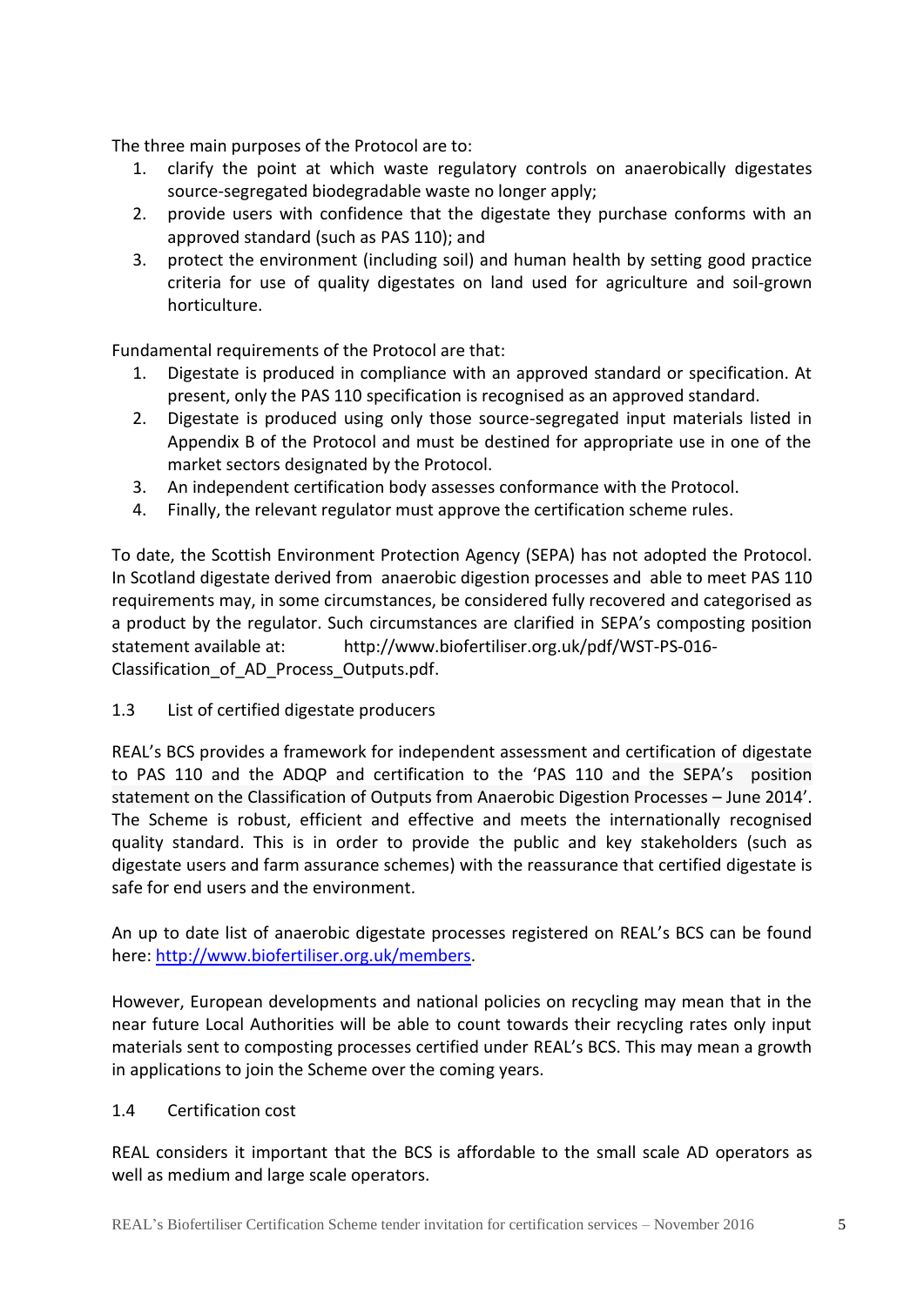The three main purposes of the Protocol are to:

1. clarify the point at which waste regulatory controls on anaerobically digestates source-segregated biodegradable waste no longer apply;
2. provide users with confidence that the digestate they purchase conforms with an approved standard (such as PAS 110); and
3. protect the environment (including soil) and human health by setting good practice criteria for use of quality digestates on land used for agriculture and soil-grown horticulture.

Fundamental requirements of the Protocol are that:

1. Digestate is produced in compliance with an approved standard or specification. At present, only the PAS 110 specification is recognised as an approved standard.
2. Digestate is produced using only those source-segregated input materials listed in Appendix B of the Protocol and must be destined for appropriate use in one of the market sectors designated by the Protocol.
3. An independent certification body assesses conformance with the Protocol.
4. Finally, the relevant regulator must approve the certification scheme rules.

To date, the Scottish Environment Protection Agency (SEPA) has not adopted the Protocol. In Scotland digestate derived from anaerobic digestion processes and able to meet PAS 110 requirements may, in some circumstances, be considered fully recovered and categorised as a product by the regulator. Such circumstances are clarified in SEPA's composting position statement available at: http://www.biofertiliser.org.uk/pdf/WST-PS-016-Classification_of_AD_Process_Outputs.pdf.

## 1.3 List of certified digestate producers

REAL's BCS provides a framework for independent assessment and certification of digestate to PAS 110 and the ADQP and certification to the 'PAS 110 and the SEPA's position statement on the Classification of Outputs from Anaerobic Digestion Processes – June 2014'. The Scheme is robust, efficient and effective and meets the internationally recognised quality standard. This is in order to provide the public and key stakeholders (such as digestate users and farm assurance schemes) with the reassurance that certified digestate is safe for end users and the environment.

An up to date list of anaerobic digestate processes registered on REAL's BCS can be found here: http://www.biofertiliser.org.uk/members.

However, European developments and national policies on recycling may mean that in the near future Local Authorities will be able to count towards their recycling rates only input materials sent to composting processes certified under REAL's BCS. This may mean a growth in applications to join the Scheme over the coming years.

## 1.4 Certification cost

REAL considers it important that the BCS is affordable to the small scale AD operators as well as medium and large scale operators.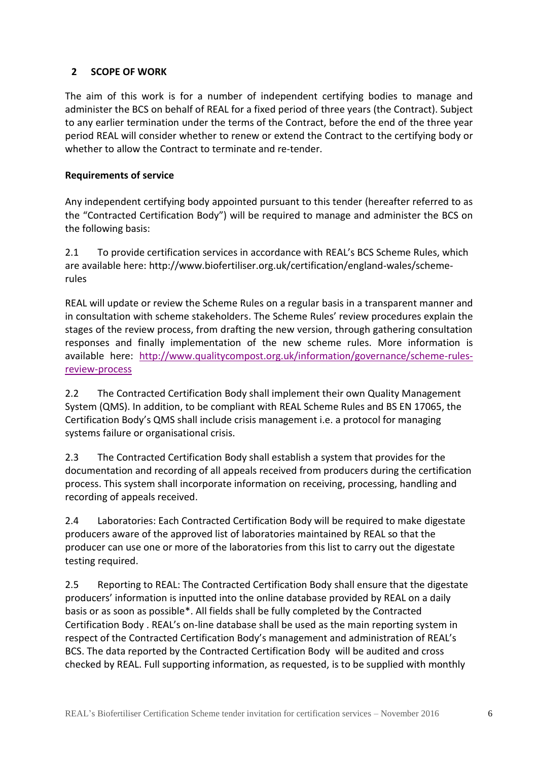## 2 SCOPE OF WORK

The aim of this work is for a number of independent certifying bodies to manage and administer the BCS on behalf of REAL for a fixed period of three years (the Contract). Subject to any earlier termination under the terms of the Contract, before the end of the three year period REAL will consider whether to renew or extend the Contract to the certifying body or whether to allow the Contract to terminate and re-tender.

**Requirements of service**

Any independent certifying body appointed pursuant to this tender (hereafter referred to as the "Contracted Certification Body") will be required to manage and administer the BCS on the following basis:

2.1 To provide certification services in accordance with REAL's BCS Scheme Rules, which are available here: http://www.biofertiliser.org.uk/certification/england-wales/scheme-rules

REAL will update or review the Scheme Rules on a regular basis in a transparent manner and in consultation with scheme stakeholders. The Scheme Rules' review procedures explain the stages of the review process, from drafting the new version, through gathering consultation responses and finally implementation of the new scheme rules. More information is available here: [http://www.qualitycompost.org.uk/information/governance/scheme-rules-review-process](http://www.qualitycompost.org.uk/information/governance/scheme-rules-review-process)

2.2 The Contracted Certification Body shall implement their own Quality Management System (QMS). In addition, to be compliant with REAL Scheme Rules and BS EN 17065, the Certification Body's QMS shall include crisis management i.e. a protocol for managing systems failure or organisational crisis.

2.3 The Contracted Certification Body shall establish a system that provides for the documentation and recording of all appeals received from producers during the certification process. This system shall incorporate information on receiving, processing, handling and recording of appeals received.

2.4 Laboratories: Each Contracted Certification Body will be required to make digestate producers aware of the approved list of laboratories maintained by REAL so that the producer can use one or more of the laboratories from this list to carry out the digestate testing required.

2.5 Reporting to REAL: The Contracted Certification Body shall ensure that the digestate producers' information is inputted into the online database provided by REAL on a daily basis or as soon as possible*. All fields shall be fully completed by the Contracted Certification Body . REAL's on-line database shall be used as the main reporting system in respect of the Contracted Certification Body's management and administration of REAL's BCS. The data reported by the Contracted Certification Body will be audited and cross checked by REAL. Full supporting information, as requested, is to be supplied with monthly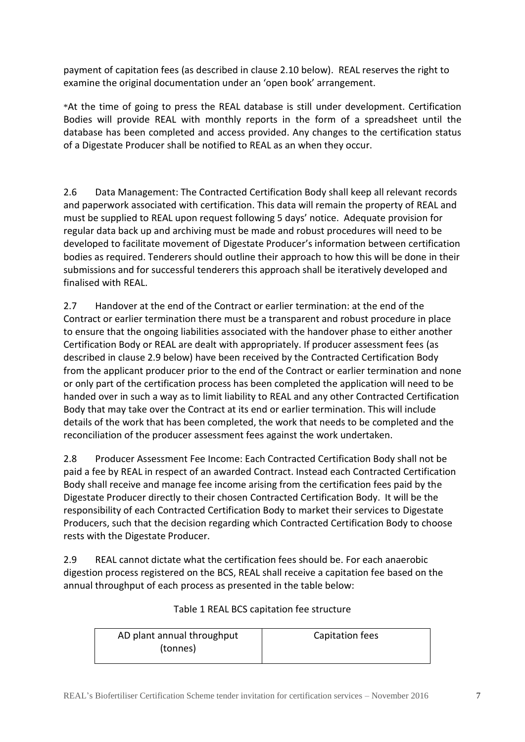payment of capitation fees (as described in clause 2.10 below). REAL reserves the right to examine the original documentation under an 'open book' arrangement.

*At the time of going to press the REAL database is still under development. Certification Bodies will provide REAL with monthly reports in the form of a spreadsheet until the database has been completed and access provided. Any changes to the certification status of a Digestate Producer shall be notified to REAL as an when they occur.

2.6 Data Management: The Contracted Certification Body shall keep all relevant records and paperwork associated with certification. This data will remain the property of REAL and must be supplied to REAL upon request following 5 days' notice. Adequate provision for regular data back up and archiving must be made and robust procedures will need to be developed to facilitate movement of Digestate Producer's information between certification bodies as required. Tenderers should outline their approach to how this will be done in their submissions and for successful tenderers this approach shall be iteratively developed and finalised with REAL.

2.7 Handover at the end of the Contract or earlier termination: at the end of the Contract or earlier termination there must be a transparent and robust procedure in place to ensure that the ongoing liabilities associated with the handover phase to either another Certification Body or REAL are dealt with appropriately. If producer assessment fees (as described in clause 2.9 below) have been received by the Contracted Certification Body from the applicant producer prior to the end of the Contract or earlier termination and none or only part of the certification process has been completed the application will need to be handed over in such a way as to limit liability to REAL and any other Contracted Certification Body that may take over the Contract at its end or earlier termination. This will include details of the work that has been completed, the work that needs to be completed and the reconciliation of the producer assessment fees against the work undertaken.

2.8 Producer Assessment Fee Income: Each Contracted Certification Body shall not be paid a fee by REAL in respect of an awarded Contract. Instead each Contracted Certification Body shall receive and manage fee income arising from the certification fees paid by the Digestate Producer directly to their chosen Contracted Certification Body. It will be the responsibility of each Contracted Certification Body to market their services to Digestate Producers, such that the decision regarding which Contracted Certification Body to choose rests with the Digestate Producer.

2.9 REAL cannot dictate what the certification fees should be. For each anaerobic digestion process registered on the BCS, REAL shall receive a capitation fee based on the annual throughput of each process as presented in the table below:

Table 1 REAL BCS capitation fee structure

| AD plant annual throughput (tonnes) | Capitation fees |
|---|---|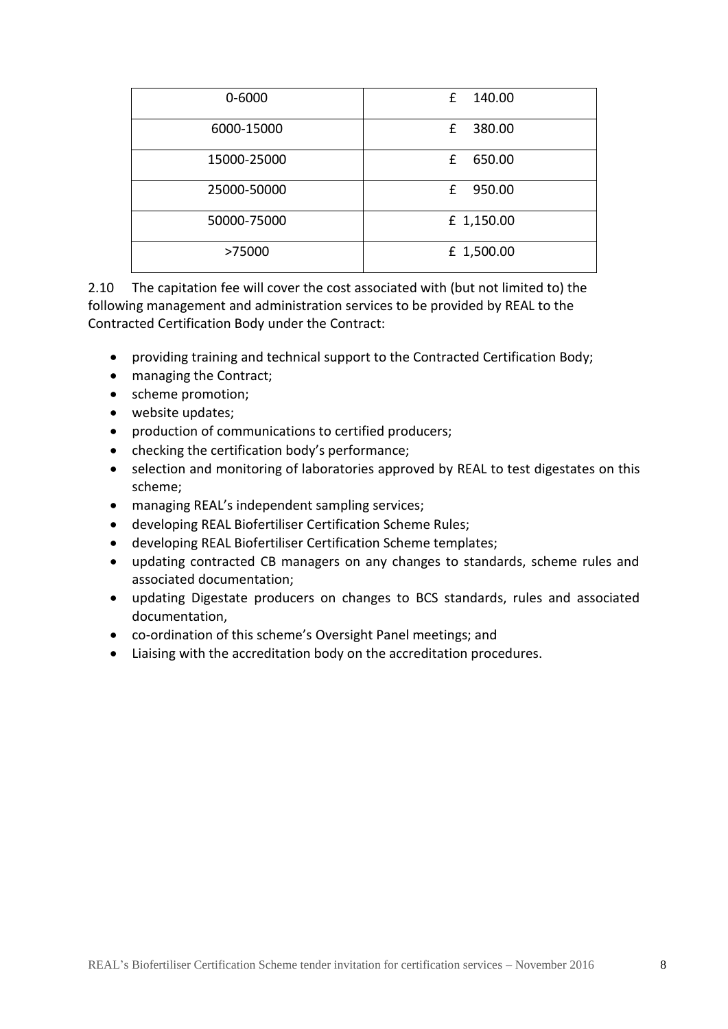| 0-6000 | £ 140.00 |
| --- | --- |
| 6000-15000 | £ 380.00 |
| 15000-25000 | £ 650.00 |
| 25000-50000 | £ 950.00 |
| 50000-75000 | £ 1,150.00 |
| >75000 | £ 1,500.00 |

2.10 The capitation fee will cover the cost associated with (but not limited to) the following management and administration services to be provided by REAL to the Contracted Certification Body under the Contract:

- providing training and technical support to the Contracted Certification Body;
- managing the Contract;
- scheme promotion;
- website updates;
- production of communications to certified producers;
- checking the certification body's performance;
- selection and monitoring of laboratories approved by REAL to test digestates on this scheme;
- managing REAL's independent sampling services;
- developing REAL Biofertiliser Certification Scheme Rules;
- developing REAL Biofertiliser Certification Scheme templates;
- updating contracted CB managers on any changes to standards, scheme rules and associated documentation;
- updating Digestate producers on changes to BCS standards, rules and associated documentation,
- co-ordination of this scheme's Oversight Panel meetings; and
- Liaising with the accreditation body on the accreditation procedures.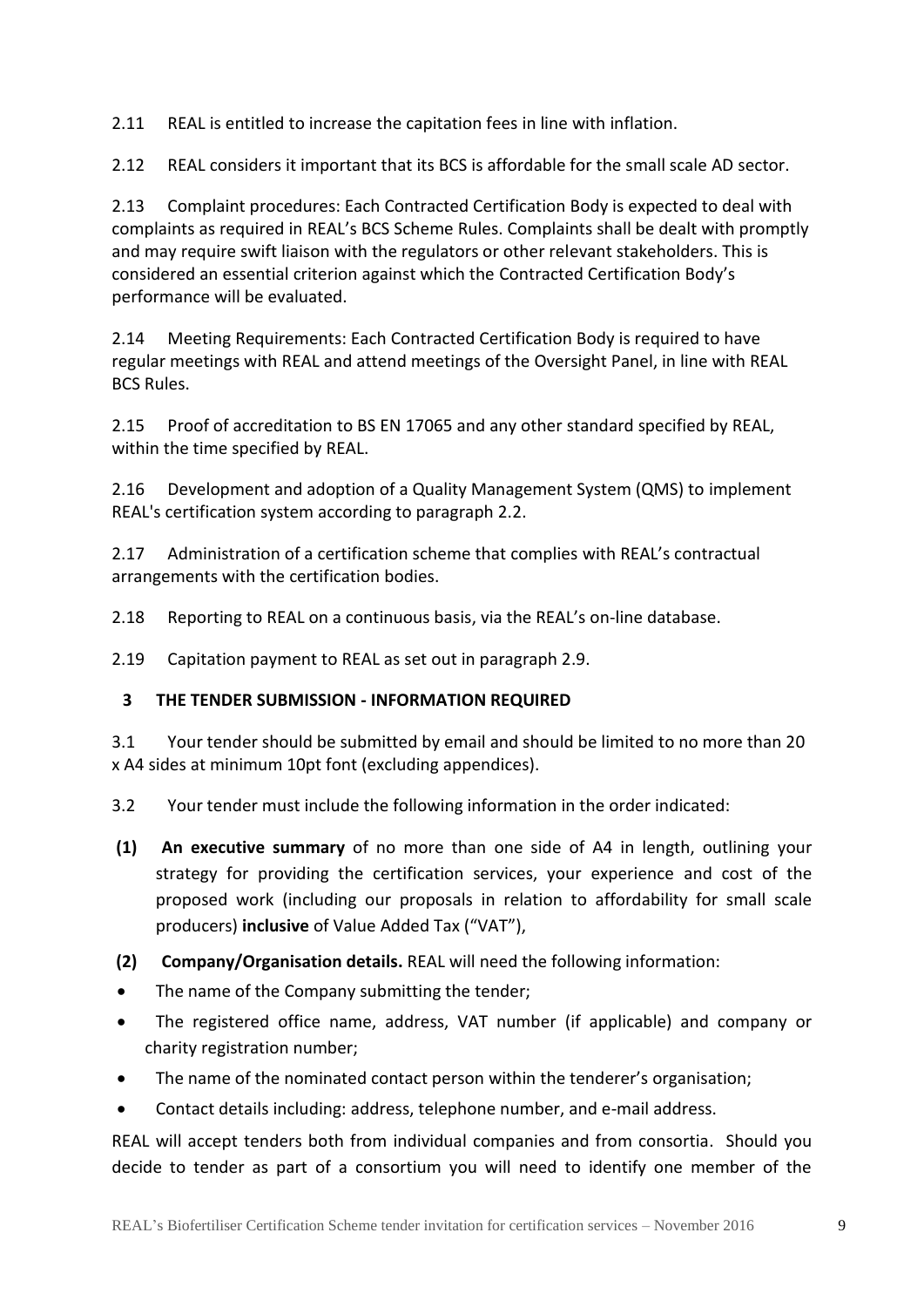2.11 REAL is entitled to increase the capitation fees in line with inflation.

2.12 REAL considers it important that its BCS is affordable for the small scale AD sector.

2.13 Complaint procedures: Each Contracted Certification Body is expected to deal with complaints as required in REAL's BCS Scheme Rules. Complaints shall be dealt with promptly and may require swift liaison with the regulators or other relevant stakeholders. This is considered an essential criterion against which the Contracted Certification Body's performance will be evaluated.

2.14 Meeting Requirements: Each Contracted Certification Body is required to have regular meetings with REAL and attend meetings of the Oversight Panel, in line with REAL BCS Rules.

2.15 Proof of accreditation to BS EN 17065 and any other standard specified by REAL, within the time specified by REAL.

2.16 Development and adoption of a Quality Management System (QMS) to implement REAL's certification system according to paragraph 2.2.

2.17 Administration of a certification scheme that complies with REAL's contractual arrangements with the certification bodies.

2.18 Reporting to REAL on a continuous basis, via the REAL's on-line database.

2.19 Capitation payment to REAL as set out in paragraph 2.9.

## 3 THE TENDER SUBMISSION - INFORMATION REQUIRED

3.1 Your tender should be submitted by email and should be limited to no more than 20 x A4 sides at minimum 10pt font (excluding appendices).

3.2 Your tender must include the following information in the order indicated:

**(1)** **An executive summary** of no more than one side of A4 in length, outlining your strategy for providing the certification services, your experience and cost of the proposed work (including our proposals in relation to affordability for small scale producers) **inclusive** of Value Added Tax ("VAT"),

**(2)** **Company/Organisation details.** REAL will need the following information:

- The name of the Company submitting the tender;
- The registered office name, address, VAT number (if applicable) and company or charity registration number;
- The name of the nominated contact person within the tenderer's organisation;
- Contact details including: address, telephone number, and e-mail address.

REAL will accept tenders both from individual companies and from consortia. Should you decide to tender as part of a consortium you will need to identify one member of the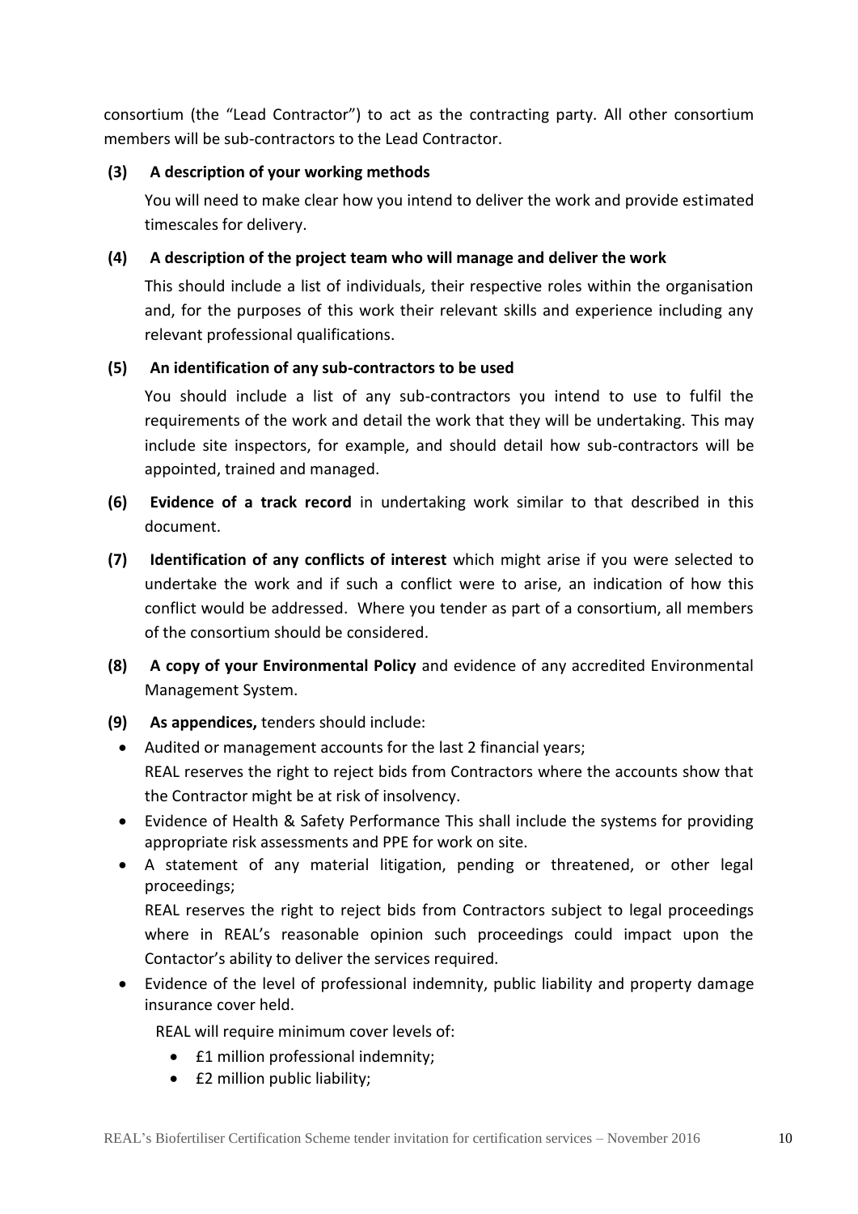consortium (the "Lead Contractor") to act as the contracting party. All other consortium members will be sub-contractors to the Lead Contractor.

**(3) A description of your working methods**

You will need to make clear how you intend to deliver the work and provide estimated timescales for delivery.

**(4) A description of the project team who will manage and deliver the work**

This should include a list of individuals, their respective roles within the organisation and, for the purposes of this work their relevant skills and experience including any relevant professional qualifications.

**(5) An identification of any sub-contractors to be used**

You should include a list of any sub-contractors you intend to use to fulfil the requirements of the work and detail the work that they will be undertaking. This may include site inspectors, for example, and should detail how sub-contractors will be appointed, trained and managed.

**(6) Evidence of a track record** in undertaking work similar to that described in this document.

**(7) Identification of any conflicts of interest** which might arise if you were selected to undertake the work and if such a conflict were to arise, an indication of how this conflict would be addressed. Where you tender as part of a consortium, all members of the consortium should be considered.

**(8) A copy of your Environmental Policy** and evidence of any accredited Environmental Management System.

**(9) As appendices,** tenders should include:

- Audited or management accounts for the last 2 financial years;
  REAL reserves the right to reject bids from Contractors where the accounts show that the Contractor might be at risk of insolvency.
- Evidence of Health & Safety Performance This shall include the systems for providing appropriate risk assessments and PPE for work on site.
- A statement of any material litigation, pending or threatened, or other legal proceedings;
  REAL reserves the right to reject bids from Contractors subject to legal proceedings where in REAL's reasonable opinion such proceedings could impact upon the Contactor's ability to deliver the services required.
- Evidence of the level of professional indemnity, public liability and property damage insurance cover held.

  REAL will require minimum cover levels of:

  - £1 million professional indemnity;
  - £2 million public liability;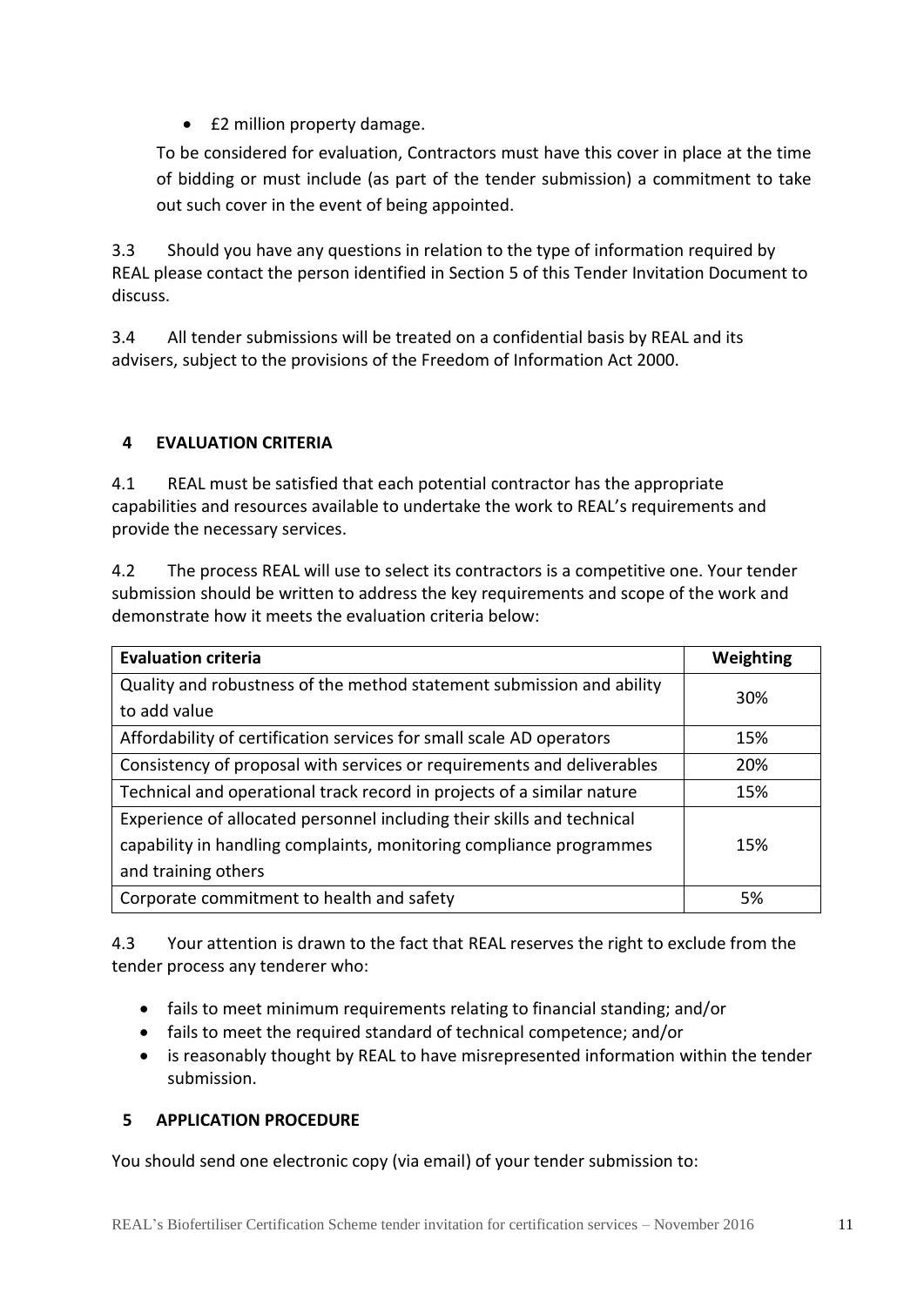- £2 million property damage.

To be considered for evaluation, Contractors must have this cover in place at the time of bidding or must include (as part of the tender submission) a commitment to take out such cover in the event of being appointed.

3.3 Should you have any questions in relation to the type of information required by REAL please contact the person identified in Section 5 of this Tender Invitation Document to discuss.

3.4 All tender submissions will be treated on a confidential basis by REAL and its advisers, subject to the provisions of the Freedom of Information Act 2000.

## 4 EVALUATION CRITERIA

4.1 REAL must be satisfied that each potential contractor has the appropriate capabilities and resources available to undertake the work to REAL's requirements and provide the necessary services.

4.2 The process REAL will use to select its contractors is a competitive one. Your tender submission should be written to address the key requirements and scope of the work and demonstrate how it meets the evaluation criteria below:

| Evaluation criteria | Weighting |
|---|---|
| Quality and robustness of the method statement submission and ability to add value | 30% |
| Affordability of certification services for small scale AD operators | 15% |
| Consistency of proposal with services or requirements and deliverables | 20% |
| Technical and operational track record in projects of a similar nature | 15% |
| Experience of allocated personnel including their skills and technical capability in handling complaints, monitoring compliance programmes and training others | 15% |
| Corporate commitment to health and safety | 5% |

4.3 Your attention is drawn to the fact that REAL reserves the right to exclude from the tender process any tenderer who:

- fails to meet minimum requirements relating to financial standing; and/or
- fails to meet the required standard of technical competence; and/or
- is reasonably thought by REAL to have misrepresented information within the tender submission.

## 5 APPLICATION PROCEDURE

You should send one electronic copy (via email) of your tender submission to: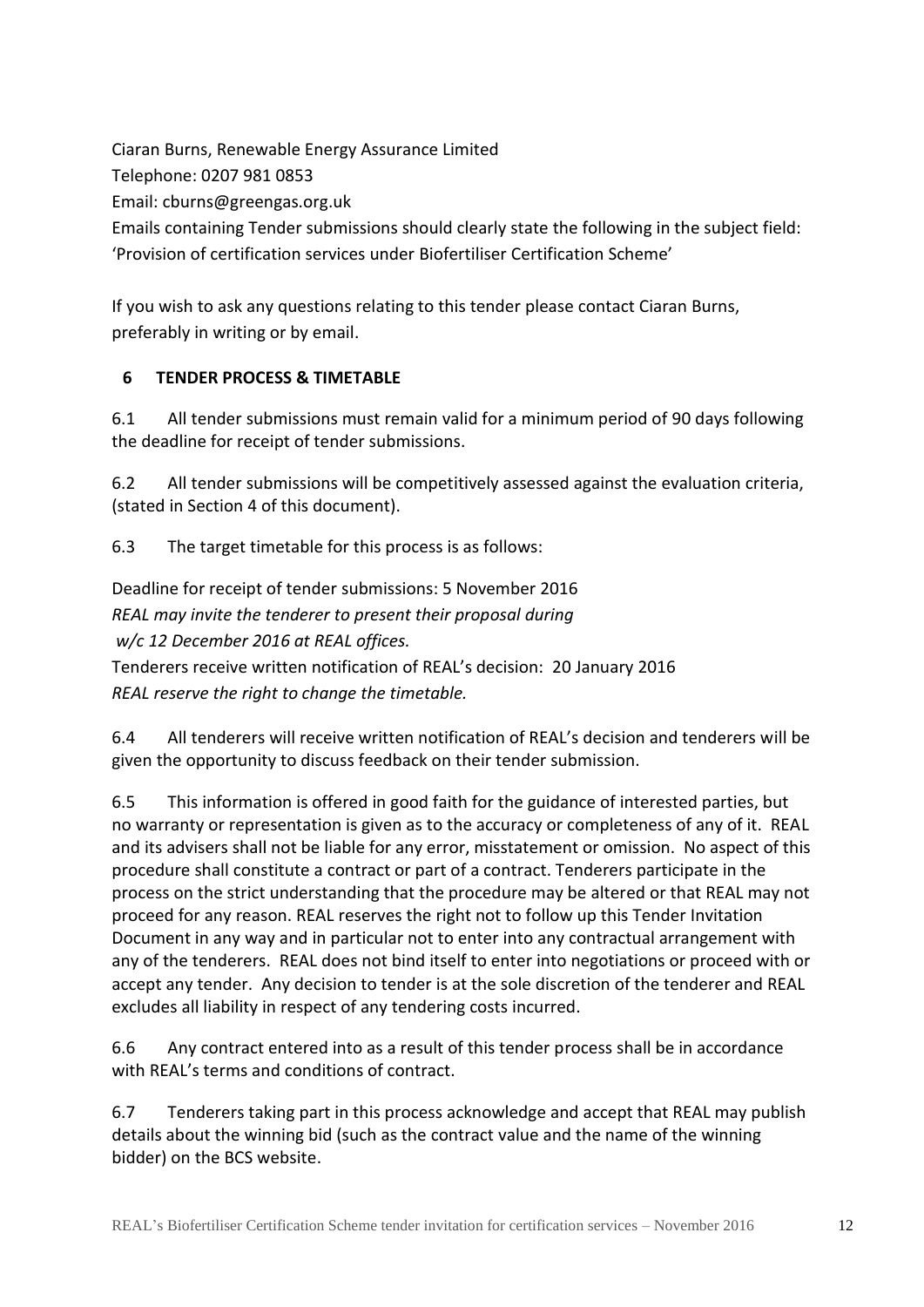Ciaran Burns, Renewable Energy Assurance Limited
Telephone: 0207 981 0853
Email: cburns@greengas.org.uk
Emails containing Tender submissions should clearly state the following in the subject field: 'Provision of certification services under Biofertiliser Certification Scheme'

If you wish to ask any questions relating to this tender please contact Ciaran Burns, preferably in writing or by email.

## 6 TENDER PROCESS & TIMETABLE

6.1 All tender submissions must remain valid for a minimum period of 90 days following the deadline for receipt of tender submissions.

6.2 All tender submissions will be competitively assessed against the evaluation criteria, (stated in Section 4 of this document).

6.3 The target timetable for this process is as follows:

Deadline for receipt of tender submissions: 5 November 2016
*REAL may invite the tenderer to present their proposal during w/c 12 December 2016 at REAL offices.*
Tenderers receive written notification of REAL's decision: 20 January 2016
*REAL reserve the right to change the timetable.*

6.4 All tenderers will receive written notification of REAL's decision and tenderers will be given the opportunity to discuss feedback on their tender submission.

6.5 This information is offered in good faith for the guidance of interested parties, but no warranty or representation is given as to the accuracy or completeness of any of it. REAL and its advisers shall not be liable for any error, misstatement or omission. No aspect of this procedure shall constitute a contract or part of a contract. Tenderers participate in the process on the strict understanding that the procedure may be altered or that REAL may not proceed for any reason. REAL reserves the right not to follow up this Tender Invitation Document in any way and in particular not to enter into any contractual arrangement with any of the tenderers. REAL does not bind itself to enter into negotiations or proceed with or accept any tender. Any decision to tender is at the sole discretion of the tenderer and REAL excludes all liability in respect of any tendering costs incurred.

6.6 Any contract entered into as a result of this tender process shall be in accordance with REAL's terms and conditions of contract.

6.7 Tenderers taking part in this process acknowledge and accept that REAL may publish details about the winning bid (such as the contract value and the name of the winning bidder) on the BCS website.